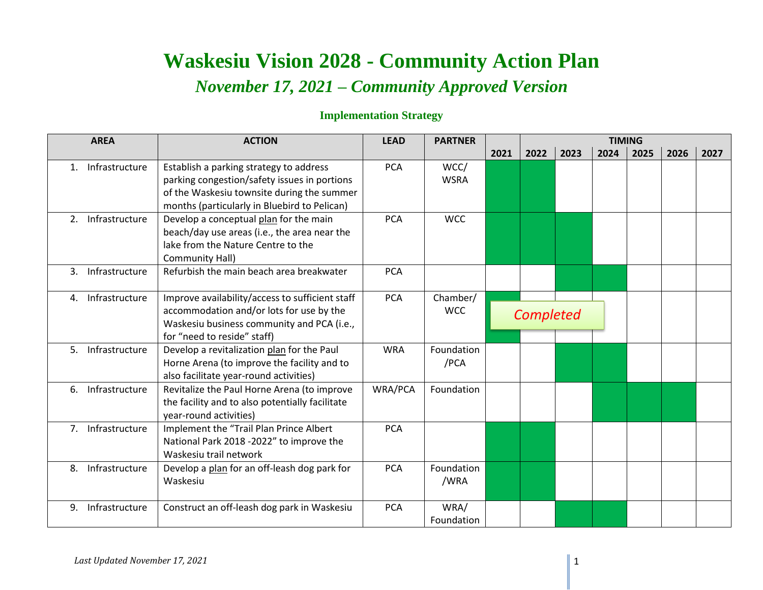# Waskesiu Vision 2028 - Community Action Plan

## *November 17, 2021 – Community Approved Version*

### Implementation Strategy

| AREA | ACTION | LEAD | PARTNER | TIMING | | | | | | |
|---|---|---|---|---|---|---|---|---|---|---|
| | | | | 2021 | 2022 | 2023 | 2024 | 2025 | 2026 | 2027 |
| 1. Infrastructure | Establish a parking strategy to address parking congestion/safety issues in portions of the Waskesiu townsite during the summer months (particularly in Bluebird to Pelican) | PCA | WCC/ WSRA | ■ | ■ | | | | | |
| 2. Infrastructure | Develop a conceptual <u>plan</u> for the main beach/day use areas (i.e., the area near the lake from the Nature Centre to the Community Hall) | PCA | WCC | ■ | ■ | ■ | | | | |
| 3. Infrastructure | Refurbish the main beach area breakwater | PCA | | | | ■ | ■ | | | |
| 4. Infrastructure | Improve availability/access to sufficient staff accommodation and/or lots for use by the Waskesiu business community and PCA (i.e., for "need to reside" staff) | PCA | Chamber/ WCC | ■ *Completed* | | | | | | |
| 5. Infrastructure | Develop a revitalization <u>plan</u> for the Paul Horne Arena (to improve the facility and to also facilitate year-round activities) | WRA | Foundation /PCA | | | ■ | ■ | | | |
| 6. Infrastructure | Revitalize the Paul Horne Arena (to improve the facility and to also potentially facilitate year-round activities) | WRA/PCA | Foundation | | | | ■ | ■ | ■ | |
| 7. Infrastructure | Implement the "Trail Plan Prince Albert National Park 2018 -2022" to improve the Waskesiu trail network | PCA | | ■ | ■ | | | | | |
| 8. Infrastructure | Develop a <u>plan</u> for an off-leash dog park for Waskesiu | PCA | Foundation /WRA | ■ | ■ | | | | | |
| 9. Infrastructure | Construct an off-leash dog park in Waskesiu | PCA | WRA/ Foundation | | | ■ | ■ | | | |

*Last Updated November 17, 2021*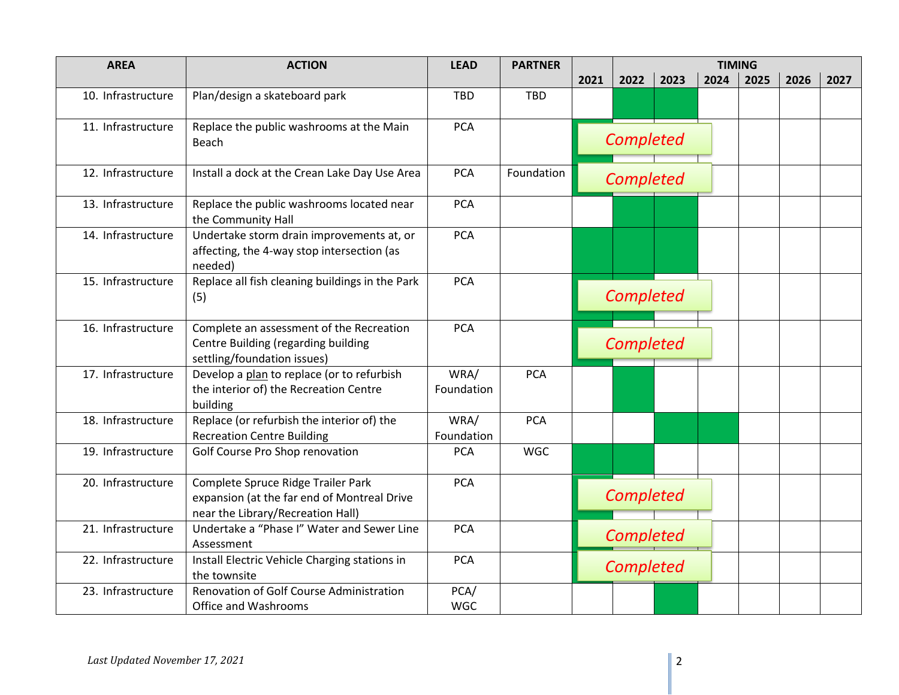| AREA | ACTION | LEAD | PARTNER | TIMING | | | | | | |
|---|---|---|---|---|---|---|---|---|---|---|
| | | | | 2021 | 2022 | 2023 | 2024 | 2025 | 2026 | 2027 |
| 10. Infrastructure | Plan/design a skateboard park | TBD | TBD | | ■ | ■ | | | | |
| 11. Infrastructure | Replace the public washrooms at the Main Beach | PCA | | *Completed* | | | | | | |
| 12. Infrastructure | Install a dock at the Crean Lake Day Use Area | PCA | Foundation | *Completed* | | | | | | |
| 13. Infrastructure | Replace the public washrooms located near the Community Hall | PCA | | | ■ | ■ | | | | |
| 14. Infrastructure | Undertake storm drain improvements at, or affecting, the 4-way stop intersection (as needed) | PCA | | ■ | ■ | ■ | | | | |
| 15. Infrastructure | Replace all fish cleaning buildings in the Park (5) | PCA | | *Completed* | | | | | | |
| 16. Infrastructure | Complete an assessment of the Recreation Centre Building (regarding building settling/foundation issues) | PCA | | *Completed* | | | | | | |
| 17. Infrastructure | Develop a plan to replace (or to refurbish the interior of) the Recreation Centre building | WRA/ Foundation | PCA | | ■ | | | | | |
| 18. Infrastructure | Replace (or refurbish the interior of) the Recreation Centre Building | WRA/ Foundation | PCA | | | ■ | ■ | | | |
| 19. Infrastructure | Golf Course Pro Shop renovation | PCA | WGC | ■ | ■ | | | | | |
| 20. Infrastructure | Complete Spruce Ridge Trailer Park expansion (at the far end of Montreal Drive near the Library/Recreation Hall) | PCA | | *Completed* | | | | | | |
| 21. Infrastructure | Undertake a "Phase I" Water and Sewer Line Assessment | PCA | | *Completed* | | | | | | |
| 22. Infrastructure | Install Electric Vehicle Charging stations in the townsite | PCA | | *Completed* | | | | | | |
| 23. Infrastructure | Renovation of Golf Course Administration Office and Washrooms | PCA/ WGC | | | | ■ | | | | |

*Last Updated November 17, 2021*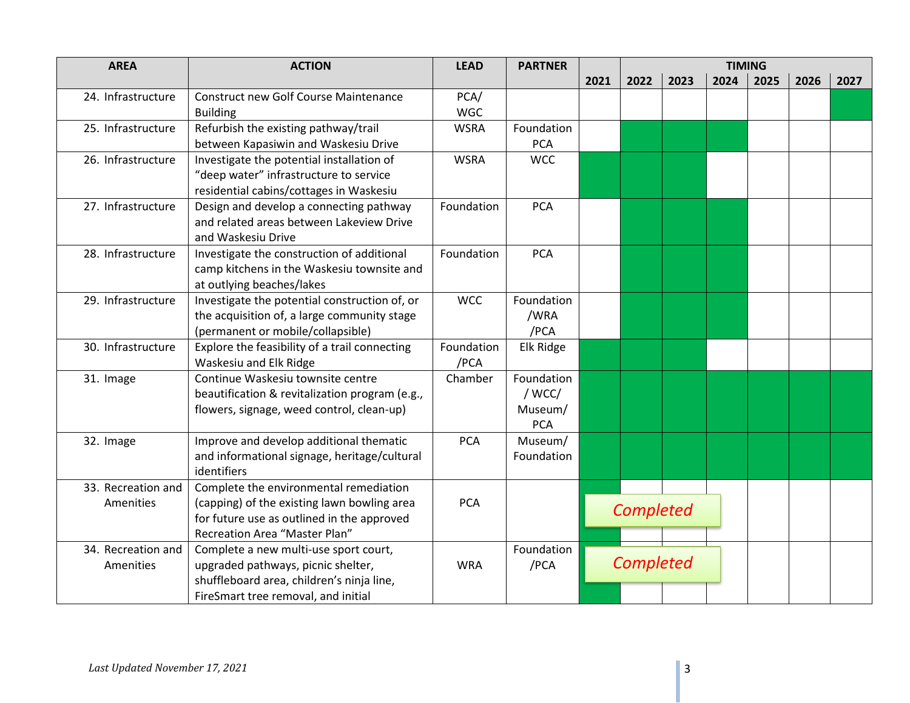| AREA | ACTION | LEAD | PARTNER | TIMING | | | | | | |
|---|---|---|---|---|---|---|---|---|---|---|
| | | | | 2021 | 2022 | 2023 | 2024 | 2025 | 2026 | 2027 |
| 24. Infrastructure | Construct new Golf Course Maintenance Building | PCA/ WGC | | | | | | | | ■ |
| 25. Infrastructure | Refurbish the existing pathway/trail between Kapasiwin and Waskesiu Drive | WSRA | Foundation PCA | | ■ | ■ | ■ | | | |
| 26. Infrastructure | Investigate the potential installation of "deep water" infrastructure to service residential cabins/cottages in Waskesiu | WSRA | WCC | ■ | ■ | ■ | | | | |
| 27. Infrastructure | Design and develop a connecting pathway and related areas between Lakeview Drive and Waskesiu Drive | Foundation | PCA | | ■ | ■ | ■ | | | |
| 28. Infrastructure | Investigate the construction of additional camp kitchens in the Waskesiu townsite and at outlying beaches/lakes | Foundation | PCA | | ■ | ■ | ■ | | | |
| 29. Infrastructure | Investigate the potential construction of, or the acquisition of, a large community stage (permanent or mobile/collapsible) | WCC | Foundation /WRA /PCA | | ■ | ■ | ■ | | | |
| 30. Infrastructure | Explore the feasibility of a trail connecting Waskesiu and Elk Ridge | Foundation /PCA | Elk Ridge | ■ | ■ | ■ | | | | |
| 31. Image | Continue Waskesiu townsite centre beautification & revitalization program (e.g., flowers, signage, weed control, clean-up) | Chamber | Foundation / WCC/ Museum/ PCA | ■ | ■ | ■ | ■ | ■ | ■ | ■ |
| 32. Image | Improve and develop additional thematic and informational signage, heritage/cultural identifiers | PCA | Museum/ Foundation | ■ | ■ | ■ | ■ | ■ | ■ | ■ |
| 33. Recreation and Amenities | Complete the environmental remediation (capping) of the existing lawn bowling area for future use as outlined in the approved Recreation Area "Master Plan" | PCA | | ■ *Completed* | | | | | | |
| 34. Recreation and Amenities | Complete a new multi-use sport court, upgraded pathways, picnic shelter, shuffleboard area, children's ninja line, FireSmart tree removal, and initial | WRA | Foundation /PCA | ■ *Completed* | | | | | | |

*Last Updated November 17, 2021*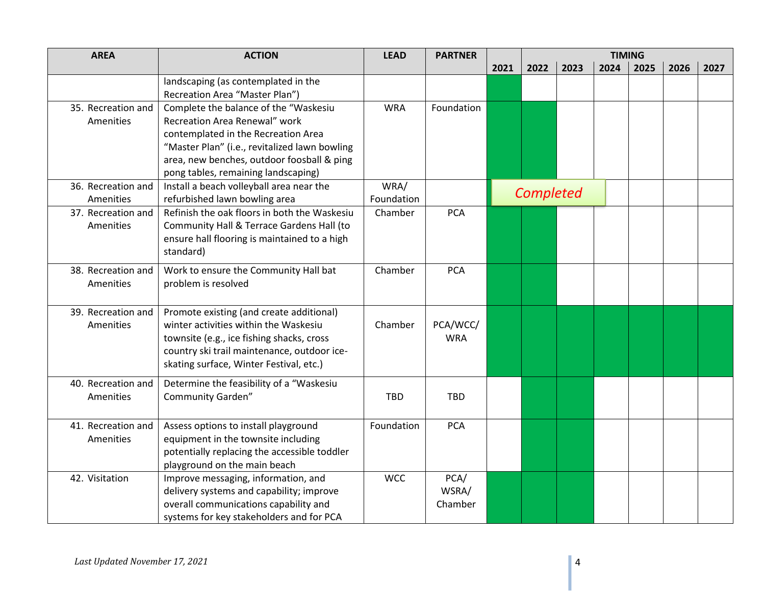| AREA | ACTION | LEAD | PARTNER | TIMING | | | | | | |
|---|---|---|---|---|---|---|---|---|---|---|
| | | | | 2021 | 2022 | 2023 | 2024 | 2025 | 2026 | 2027 |
| | landscaping (as contemplated in the Recreation Area "Master Plan") | | | ■ | | | | | | |
| 35. Recreation and Amenities | Complete the balance of the "Waskesiu Recreation Area Renewal" work contemplated in the Recreation Area "Master Plan" (i.e., revitalized lawn bowling area, new benches, outdoor foosball & ping pong tables, remaining landscaping) | WRA | Foundation | ■ | ■ | | | | | |
| 36. Recreation and Amenities | Install a beach volleyball area near the refurbished lawn bowling area | WRA/ Foundation | | *Completed* | | | | | | |
| 37. Recreation and Amenities | Refinish the oak floors in both the Waskesiu Community Hall & Terrace Gardens Hall (to ensure hall flooring is maintained to a high standard) | Chamber | PCA | ■ | ■ | | | | | |
| 38. Recreation and Amenities | Work to ensure the Community Hall bat problem is resolved | Chamber | PCA | ■ | ■ | | | | | |
| 39. Recreation and Amenities | Promote existing (and create additional) winter activities within the Waskesiu townsite (e.g., ice fishing shacks, cross country ski trail maintenance, outdoor ice-skating surface, Winter Festival, etc.) | Chamber | PCA/WCC/ WRA | ■ | ■ | ■ | ■ | ■ | ■ | ■ |
| 40. Recreation and Amenities | Determine the feasibility of a "Waskesiu Community Garden" | TBD | TBD | | ■ | ■ | | | | |
| 41. Recreation and Amenities | Assess options to install playground equipment in the townsite including potentially replacing the accessible toddler playground on the main beach | Foundation | PCA | | ■ | ■ | | | | |
| 42. Visitation | Improve messaging, information, and delivery systems and capability; improve overall communications capability and systems for key stakeholders and for PCA | WCC | PCA/ WSRA/ Chamber | ■ | ■ | ■ | | | | |

*Last Updated November 17, 2021*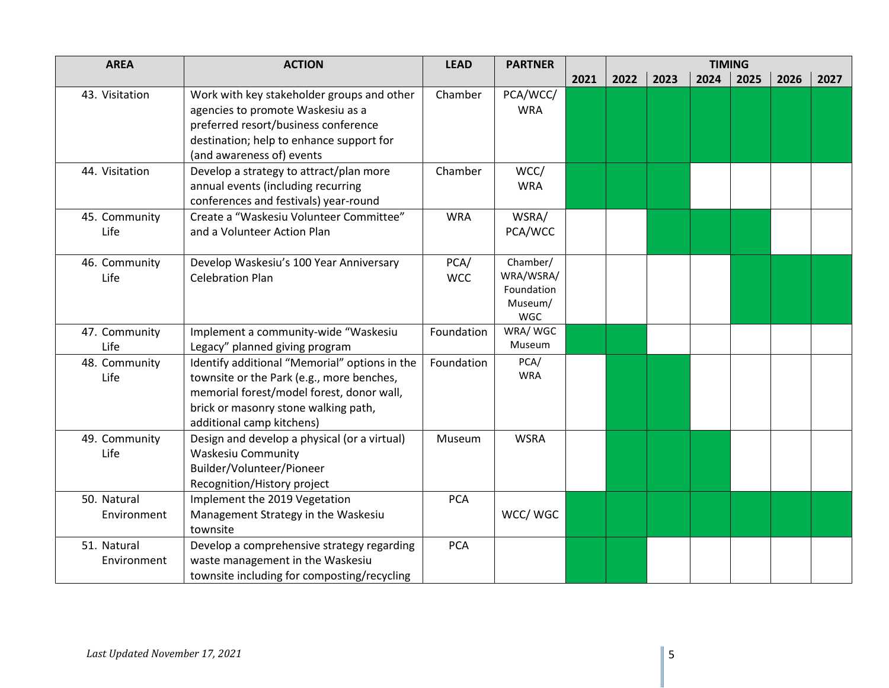| AREA | ACTION | LEAD | PARTNER | TIMING | | | | | | |
|---|---|---|---|---|---|---|---|---|---|---|
| | | | | 2021 | 2022 | 2023 | 2024 | 2025 | 2026 | 2027 |
| 43. Visitation | Work with key stakeholder groups and other agencies to promote Waskesiu as a preferred resort/business conference destination; help to enhance support for (and awareness of) events | Chamber | PCA/WCC/ WRA | ■ | ■ | ■ | ■ | ■ | ■ | ■ |
| 44. Visitation | Develop a strategy to attract/plan more annual events (including recurring conferences and festivals) year-round | Chamber | WCC/ WRA | ■ | ■ | ■ | | | | |
| 45. Community Life | Create a "Waskesiu Volunteer Committee" and a Volunteer Action Plan | WRA | WSRA/ PCA/WCC | | | ■ | ■ | ■ | | |
| 46. Community Life | Develop Waskesiu's 100 Year Anniversary Celebration Plan | PCA/ WCC | Chamber/ WRA/WSRA/ Foundation Museum/ WGC | | | | | ■ | ■ | ■ |
| 47. Community Life | Implement a community-wide "Waskesiu Legacy" planned giving program | Foundation | WRA/ WGC Museum | ■ | ■ | | | | | |
| 48. Community Life | Identify additional "Memorial" options in the townsite or the Park (e.g., more benches, memorial forest/model forest, donor wall, brick or masonry stone walking path, additional camp kitchens) | Foundation | PCA/ WRA | | ■ | ■ | | | | |
| 49. Community Life | Design and develop a physical (or a virtual) Waskesiu Community Builder/Volunteer/Pioneer Recognition/History project | Museum | WSRA | | ■ | ■ | ■ | | | |
| 50. Natural Environment | Implement the 2019 Vegetation Management Strategy in the Waskesiu townsite | PCA | WCC/ WGC | ■ | ■ | ■ | ■ | ■ | ■ | ■ |
| 51. Natural Environment | Develop a comprehensive strategy regarding waste management in the Waskesiu townsite including for composting/recycling | PCA | | ■ | ■ | | | | | |

*Last Updated November 17, 2021*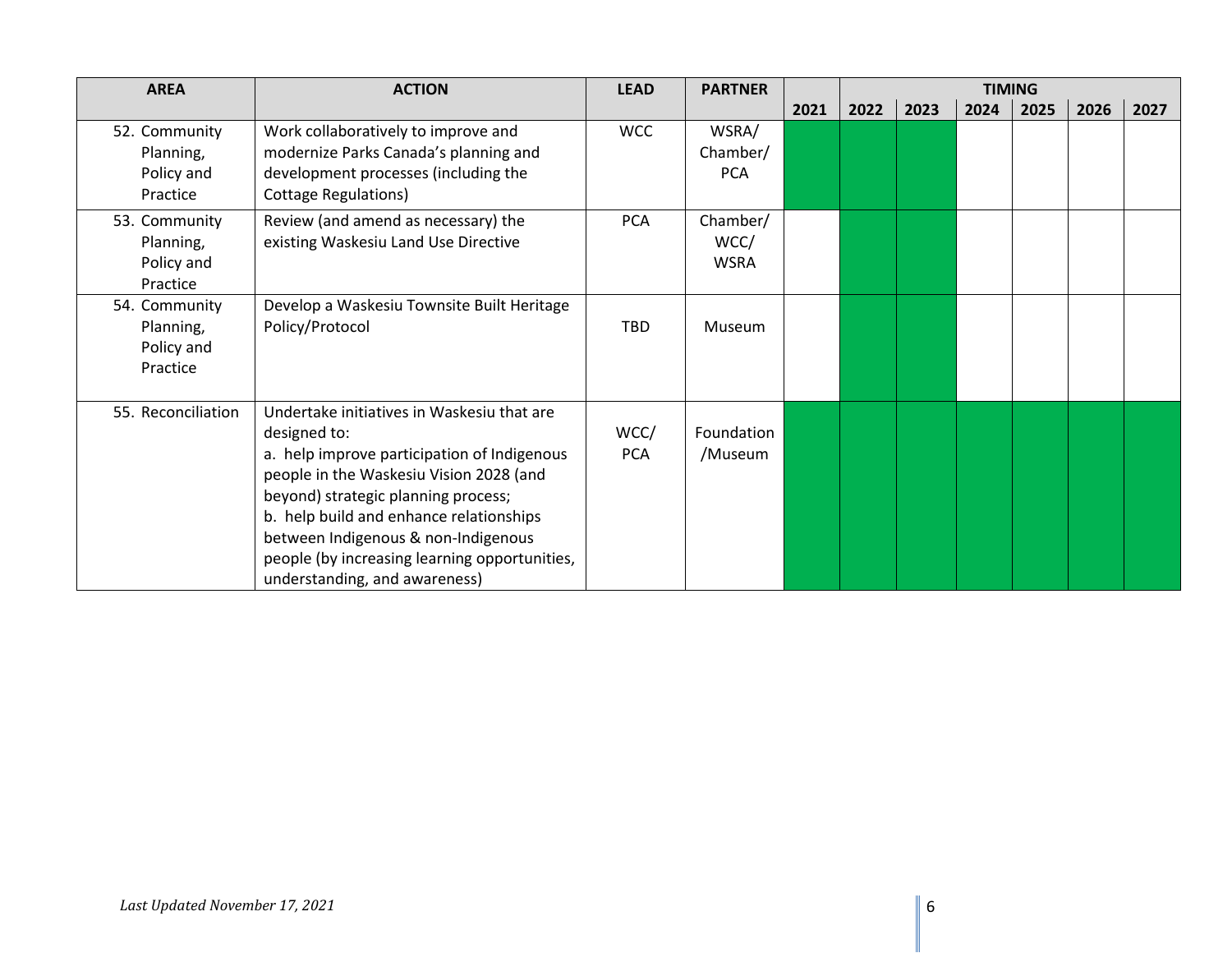| AREA | ACTION | LEAD | PARTNER | TIMING | | | | | | |
|---|---|---|---|---|---|---|---|---|---|---|
| | | | | 2021 | 2022 | 2023 | 2024 | 2025 | 2026 | 2027 |
| 52. Community Planning, Policy and Practice | Work collaboratively to improve and modernize Parks Canada's planning and development processes (including the Cottage Regulations) | WCC | WSRA/ Chamber/ PCA | | | | | | | |
| 53. Community Planning, Policy and Practice | Review (and amend as necessary) the existing Waskesiu Land Use Directive | PCA | Chamber/ WCC/ WSRA | | | | | | | |
| 54. Community Planning, Policy and Practice | Develop a Waskesiu Townsite Built Heritage Policy/Protocol | TBD | Museum | | | | | | | |
| 55. Reconciliation | Undertake initiatives in Waskesiu that are designed to:<br>a. help improve participation of Indigenous people in the Waskesiu Vision 2028 (and beyond) strategic planning process;<br>b. help build and enhance relationships between Indigenous & non-Indigenous people (by increasing learning opportunities, understanding, and awareness) | WCC/ PCA | Foundation /Museum | | | | | | | |